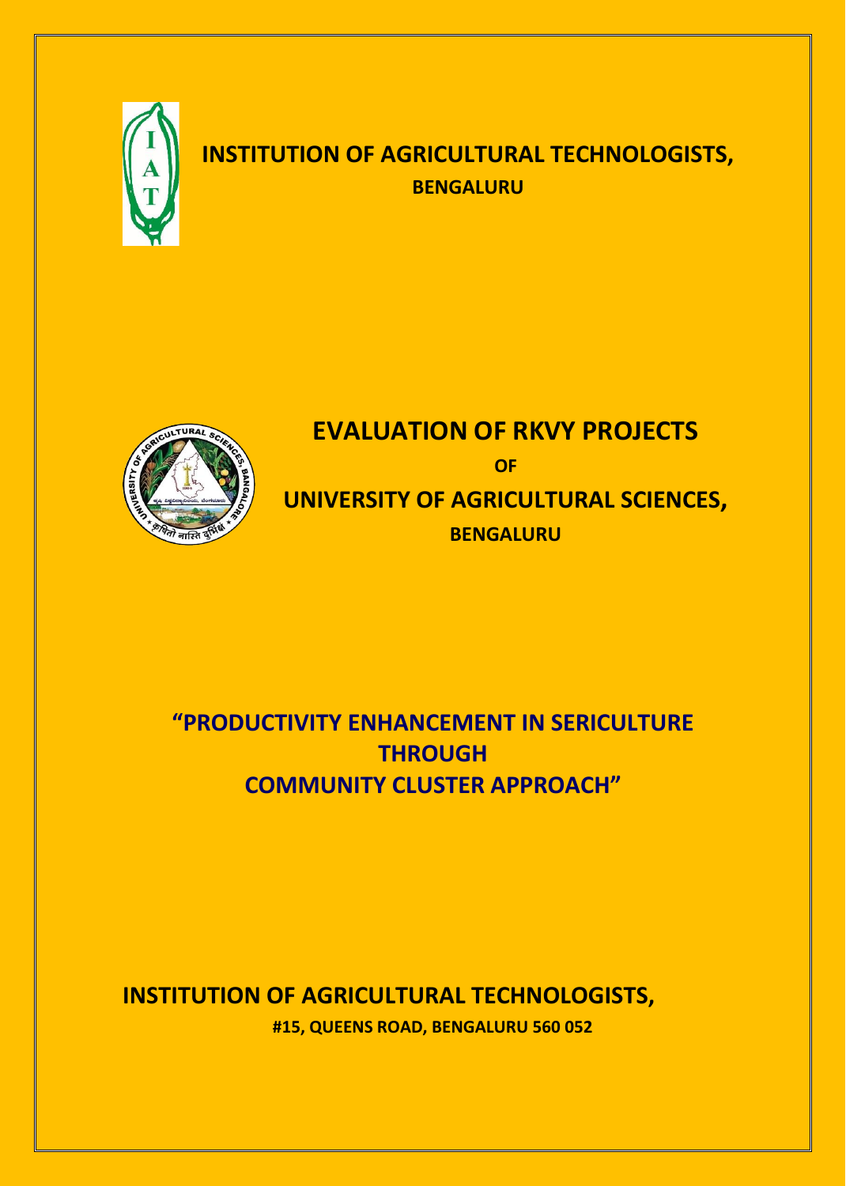# INSTITUTION OF AGRICULTURAL TECHNOLOGISTS,

**BENGALURU**

# EVALUATION OF RKVY PROJECTS

**OF**

# UNIVERSITY OF AGRICULTURAL SCIENCES,

**BENGALURU**

## "PRODUCTIVITY ENHANCEMENT IN SERICULTURE THROUGH COMMUNITY CLUSTER APPROACH"

**INSTITUTION OF AGRICULTURAL TECHNOLOGISTS,**

**#15, QUEENS ROAD, BENGALURU 560 052**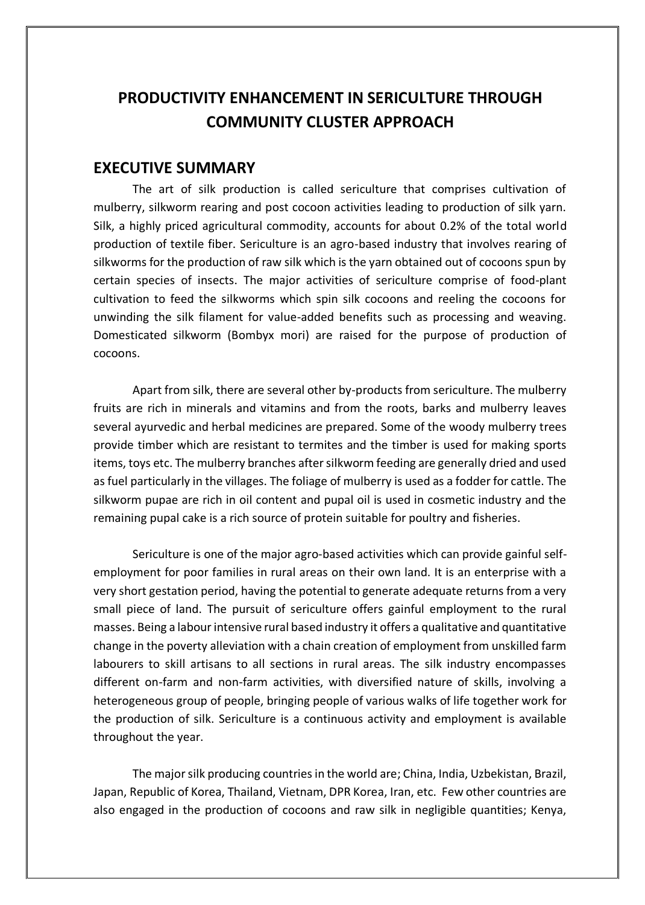# PRODUCTIVITY ENHANCEMENT IN SERICULTURE THROUGH COMMUNITY CLUSTER APPROACH

## EXECUTIVE SUMMARY

The art of silk production is called sericulture that comprises cultivation of mulberry, silkworm rearing and post cocoon activities leading to production of silk yarn. Silk, a highly priced agricultural commodity, accounts for about 0.2% of the total world production of textile fiber. Sericulture is an agro-based industry that involves rearing of silkworms for the production of raw silk which is the yarn obtained out of cocoons spun by certain species of insects. The major activities of sericulture comprise of food-plant cultivation to feed the silkworms which spin silk cocoons and reeling the cocoons for unwinding the silk filament for value-added benefits such as processing and weaving. Domesticated silkworm (Bombyx mori) are raised for the purpose of production of cocoons.

Apart from silk, there are several other by-products from sericulture. The mulberry fruits are rich in minerals and vitamins and from the roots, barks and mulberry leaves several ayurvedic and herbal medicines are prepared. Some of the woody mulberry trees provide timber which are resistant to termites and the timber is used for making sports items, toys etc. The mulberry branches after silkworm feeding are generally dried and used as fuel particularly in the villages. The foliage of mulberry is used as a fodder for cattle. The silkworm pupae are rich in oil content and pupal oil is used in cosmetic industry and the remaining pupal cake is a rich source of protein suitable for poultry and fisheries.

Sericulture is one of the major agro-based activities which can provide gainful self-employment for poor families in rural areas on their own land. It is an enterprise with a very short gestation period, having the potential to generate adequate returns from a very small piece of land. The pursuit of sericulture offers gainful employment to the rural masses. Being a labour intensive rural based industry it offers a qualitative and quantitative change in the poverty alleviation with a chain creation of employment from unskilled farm labourers to skill artisans to all sections in rural areas. The silk industry encompasses different on-farm and non-farm activities, with diversified nature of skills, involving a heterogeneous group of people, bringing people of various walks of life together work for the production of silk. Sericulture is a continuous activity and employment is available throughout the year.

The major silk producing countries in the world are; China, India, Uzbekistan, Brazil, Japan, Republic of Korea, Thailand, Vietnam, DPR Korea, Iran, etc. Few other countries are also engaged in the production of cocoons and raw silk in negligible quantities; Kenya,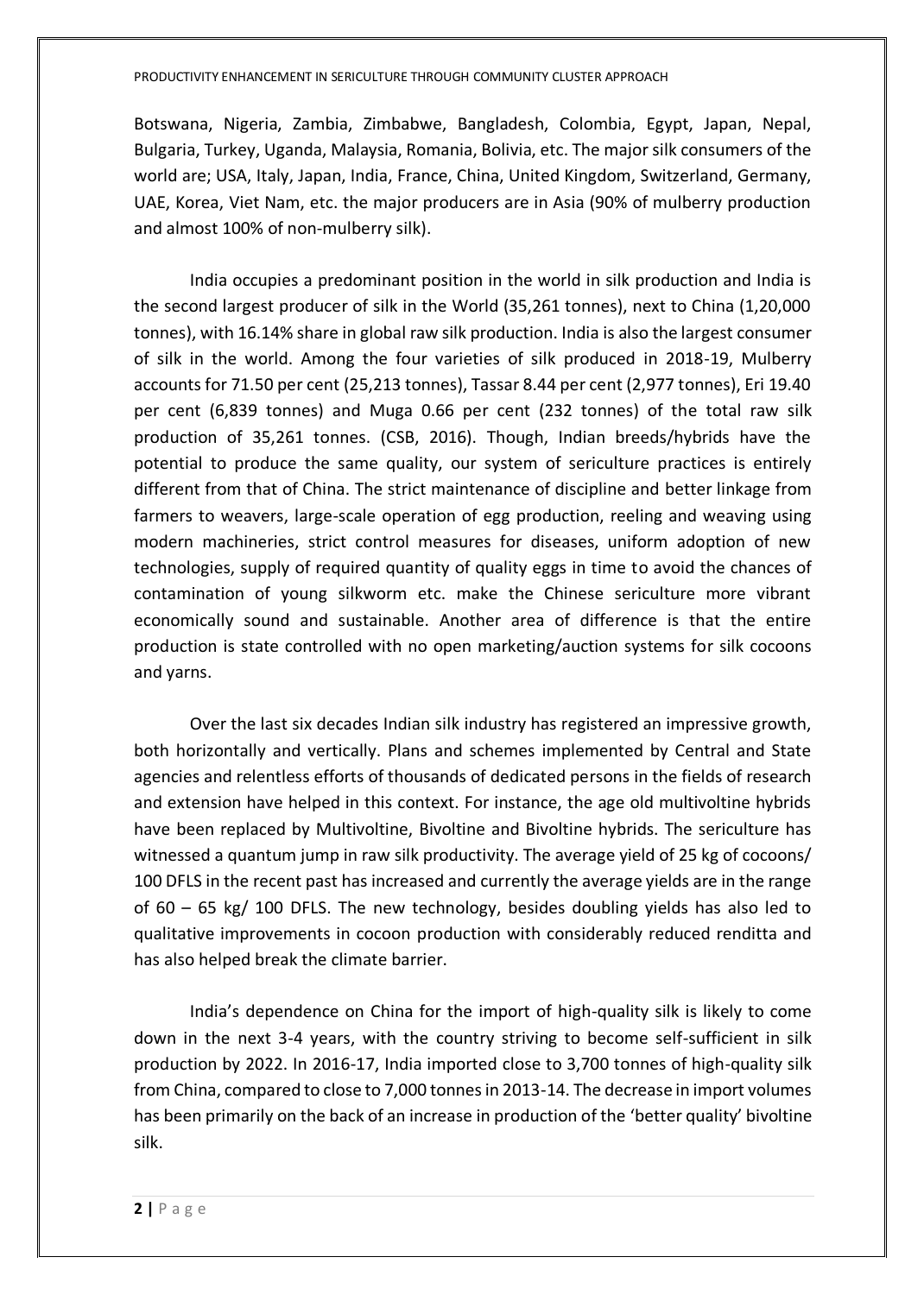Botswana, Nigeria, Zambia, Zimbabwe, Bangladesh, Colombia, Egypt, Japan, Nepal, Bulgaria, Turkey, Uganda, Malaysia, Romania, Bolivia, etc. The major silk consumers of the world are; USA, Italy, Japan, India, France, China, United Kingdom, Switzerland, Germany, UAE, Korea, Viet Nam, etc. the major producers are in Asia (90% of mulberry production and almost 100% of non-mulberry silk).

India occupies a predominant position in the world in silk production and India is the second largest producer of silk in the World (35,261 tonnes), next to China (1,20,000 tonnes), with 16.14% share in global raw silk production. India is also the largest consumer of silk in the world. Among the four varieties of silk produced in 2018-19, Mulberry accounts for 71.50 per cent (25,213 tonnes), Tassar 8.44 per cent (2,977 tonnes), Eri 19.40 per cent (6,839 tonnes) and Muga 0.66 per cent (232 tonnes) of the total raw silk production of 35,261 tonnes. (CSB, 2016). Though, Indian breeds/hybrids have the potential to produce the same quality, our system of sericulture practices is entirely different from that of China. The strict maintenance of discipline and better linkage from farmers to weavers, large-scale operation of egg production, reeling and weaving using modern machineries, strict control measures for diseases, uniform adoption of new technologies, supply of required quantity of quality eggs in time to avoid the chances of contamination of young silkworm etc. make the Chinese sericulture more vibrant economically sound and sustainable. Another area of difference is that the entire production is state controlled with no open marketing/auction systems for silk cocoons and yarns.

Over the last six decades Indian silk industry has registered an impressive growth, both horizontally and vertically. Plans and schemes implemented by Central and State agencies and relentless efforts of thousands of dedicated persons in the fields of research and extension have helped in this context. For instance, the age old multivoltine hybrids have been replaced by Multivoltine, Bivoltine and Bivoltine hybrids. The sericulture has witnessed a quantum jump in raw silk productivity. The average yield of 25 kg of cocoons/ 100 DFLS in the recent past has increased and currently the average yields are in the range of 60 – 65 kg/ 100 DFLS. The new technology, besides doubling yields has also led to qualitative improvements in cocoon production with considerably reduced renditta and has also helped break the climate barrier.

India's dependence on China for the import of high-quality silk is likely to come down in the next 3-4 years, with the country striving to become self-sufficient in silk production by 2022. In 2016-17, India imported close to 3,700 tonnes of high-quality silk from China, compared to close to 7,000 tonnes in 2013-14. The decrease in import volumes has been primarily on the back of an increase in production of the 'better quality' bivoltine silk.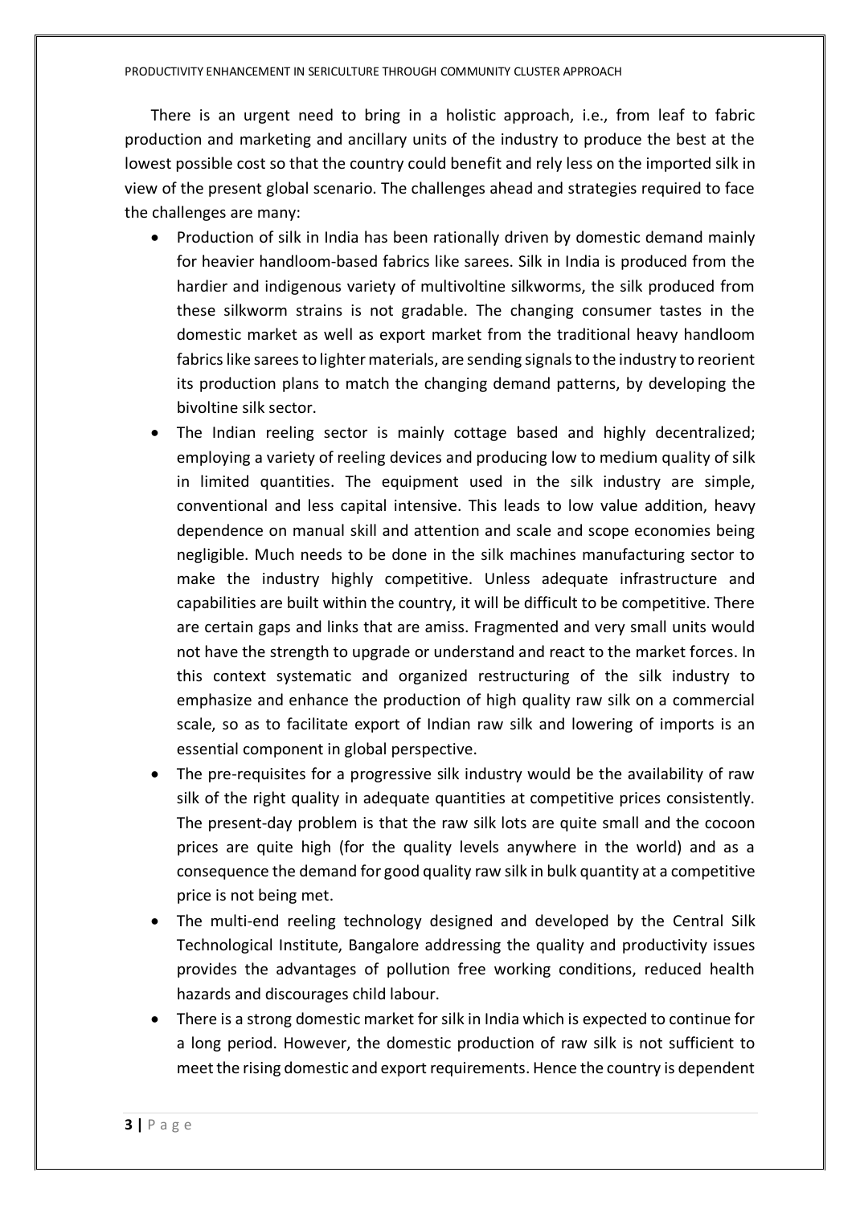There is an urgent need to bring in a holistic approach, i.e., from leaf to fabric production and marketing and ancillary units of the industry to produce the best at the lowest possible cost so that the country could benefit and rely less on the imported silk in view of the present global scenario. The challenges ahead and strategies required to face the challenges are many:

- Production of silk in India has been rationally driven by domestic demand mainly for heavier handloom-based fabrics like sarees. Silk in India is produced from the hardier and indigenous variety of multivoltine silkworms, the silk produced from these silkworm strains is not gradable. The changing consumer tastes in the domestic market as well as export market from the traditional heavy handloom fabrics like sarees to lighter materials, are sending signals to the industry to reorient its production plans to match the changing demand patterns, by developing the bivoltine silk sector.
- The Indian reeling sector is mainly cottage based and highly decentralized; employing a variety of reeling devices and producing low to medium quality of silk in limited quantities. The equipment used in the silk industry are simple, conventional and less capital intensive. This leads to low value addition, heavy dependence on manual skill and attention and scale and scope economies being negligible. Much needs to be done in the silk machines manufacturing sector to make the industry highly competitive. Unless adequate infrastructure and capabilities are built within the country, it will be difficult to be competitive. There are certain gaps and links that are amiss. Fragmented and very small units would not have the strength to upgrade or understand and react to the market forces. In this context systematic and organized restructuring of the silk industry to emphasize and enhance the production of high quality raw silk on a commercial scale, so as to facilitate export of Indian raw silk and lowering of imports is an essential component in global perspective.
- The pre-requisites for a progressive silk industry would be the availability of raw silk of the right quality in adequate quantities at competitive prices consistently. The present-day problem is that the raw silk lots are quite small and the cocoon prices are quite high (for the quality levels anywhere in the world) and as a consequence the demand for good quality raw silk in bulk quantity at a competitive price is not being met.
- The multi-end reeling technology designed and developed by the Central Silk Technological Institute, Bangalore addressing the quality and productivity issues provides the advantages of pollution free working conditions, reduced health hazards and discourages child labour.
- There is a strong domestic market for silk in India which is expected to continue for a long period. However, the domestic production of raw silk is not sufficient to meet the rising domestic and export requirements. Hence the country is dependent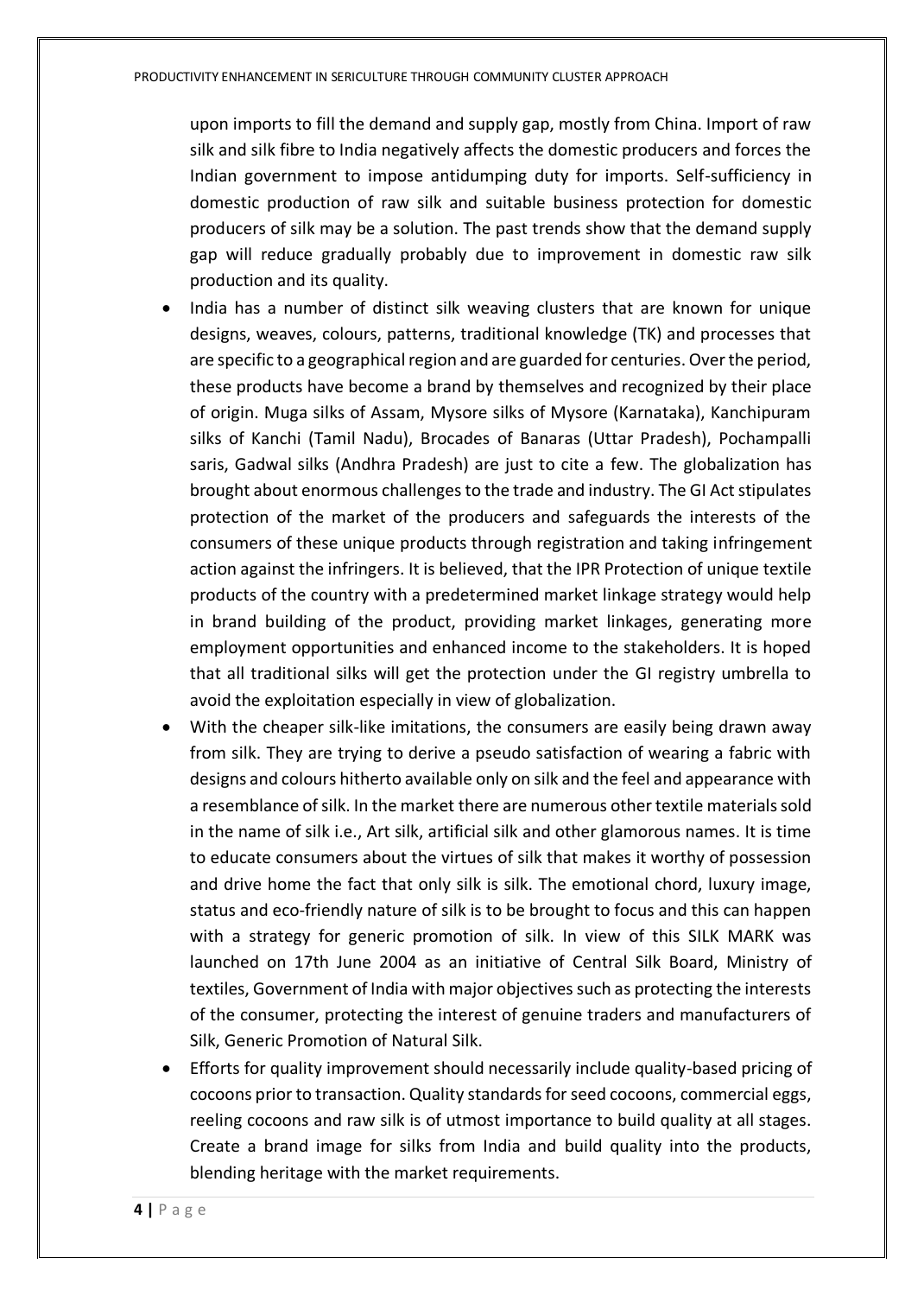upon imports to fill the demand and supply gap, mostly from China. Import of raw silk and silk fibre to India negatively affects the domestic producers and forces the Indian government to impose antidumping duty for imports. Self-sufficiency in domestic production of raw silk and suitable business protection for domestic producers of silk may be a solution. The past trends show that the demand supply gap will reduce gradually probably due to improvement in domestic raw silk production and its quality.

- India has a number of distinct silk weaving clusters that are known for unique designs, weaves, colours, patterns, traditional knowledge (TK) and processes that are specific to a geographical region and are guarded for centuries. Over the period, these products have become a brand by themselves and recognized by their place of origin. Muga silks of Assam, Mysore silks of Mysore (Karnataka), Kanchipuram silks of Kanchi (Tamil Nadu), Brocades of Banaras (Uttar Pradesh), Pochampalli saris, Gadwal silks (Andhra Pradesh) are just to cite a few. The globalization has brought about enormous challenges to the trade and industry. The GI Act stipulates protection of the market of the producers and safeguards the interests of the consumers of these unique products through registration and taking infringement action against the infringers. It is believed, that the IPR Protection of unique textile products of the country with a predetermined market linkage strategy would help in brand building of the product, providing market linkages, generating more employment opportunities and enhanced income to the stakeholders. It is hoped that all traditional silks will get the protection under the GI registry umbrella to avoid the exploitation especially in view of globalization.
- With the cheaper silk-like imitations, the consumers are easily being drawn away from silk. They are trying to derive a pseudo satisfaction of wearing a fabric with designs and colours hitherto available only on silk and the feel and appearance with a resemblance of silk. In the market there are numerous other textile materials sold in the name of silk i.e., Art silk, artificial silk and other glamorous names. It is time to educate consumers about the virtues of silk that makes it worthy of possession and drive home the fact that only silk is silk. The emotional chord, luxury image, status and eco-friendly nature of silk is to be brought to focus and this can happen with a strategy for generic promotion of silk. In view of this SILK MARK was launched on 17th June 2004 as an initiative of Central Silk Board, Ministry of textiles, Government of India with major objectives such as protecting the interests of the consumer, protecting the interest of genuine traders and manufacturers of Silk, Generic Promotion of Natural Silk.
- Efforts for quality improvement should necessarily include quality-based pricing of cocoons prior to transaction. Quality standards for seed cocoons, commercial eggs, reeling cocoons and raw silk is of utmost importance to build quality at all stages. Create a brand image for silks from India and build quality into the products, blending heritage with the market requirements.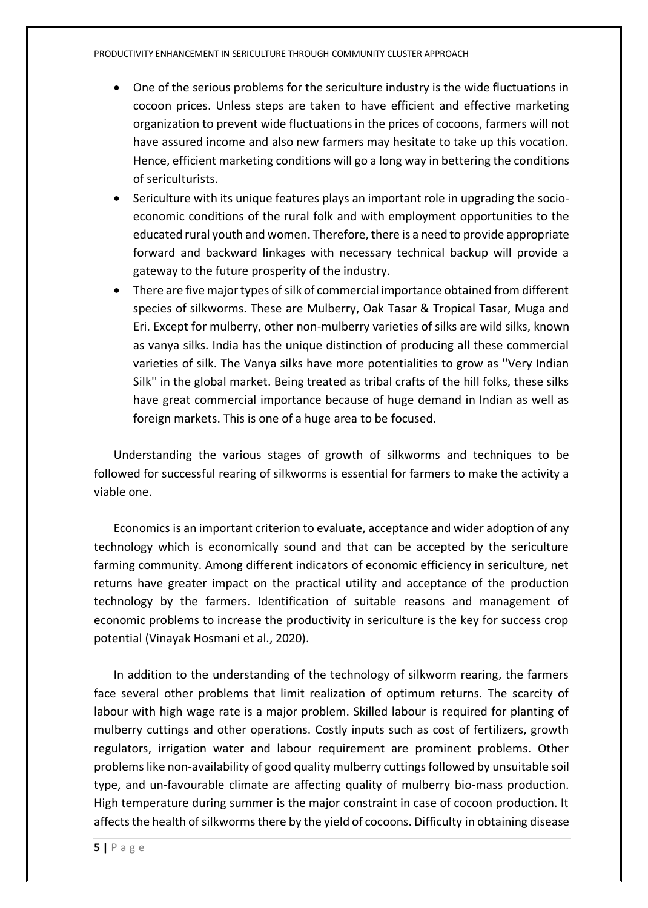- One of the serious problems for the sericulture industry is the wide fluctuations in cocoon prices. Unless steps are taken to have efficient and effective marketing organization to prevent wide fluctuations in the prices of cocoons, farmers will not have assured income and also new farmers may hesitate to take up this vocation. Hence, efficient marketing conditions will go a long way in bettering the conditions of sericulturists.
- Sericulture with its unique features plays an important role in upgrading the socio-economic conditions of the rural folk and with employment opportunities to the educated rural youth and women. Therefore, there is a need to provide appropriate forward and backward linkages with necessary technical backup will provide a gateway to the future prosperity of the industry.
- There are five major types of silk of commercial importance obtained from different species of silkworms. These are Mulberry, Oak Tasar & Tropical Tasar, Muga and Eri. Except for mulberry, other non-mulberry varieties of silks are wild silks, known as vanya silks. India has the unique distinction of producing all these commercial varieties of silk. The Vanya silks have more potentialities to grow as ''Very Indian Silk'' in the global market. Being treated as tribal crafts of the hill folks, these silks have great commercial importance because of huge demand in Indian as well as foreign markets. This is one of a huge area to be focused.

Understanding the various stages of growth of silkworms and techniques to be followed for successful rearing of silkworms is essential for farmers to make the activity a viable one.

Economics is an important criterion to evaluate, acceptance and wider adoption of any technology which is economically sound and that can be accepted by the sericulture farming community. Among different indicators of economic efficiency in sericulture, net returns have greater impact on the practical utility and acceptance of the production technology by the farmers. Identification of suitable reasons and management of economic problems to increase the productivity in sericulture is the key for success crop potential (Vinayak Hosmani et al., 2020).

In addition to the understanding of the technology of silkworm rearing, the farmers face several other problems that limit realization of optimum returns. The scarcity of labour with high wage rate is a major problem. Skilled labour is required for planting of mulberry cuttings and other operations. Costly inputs such as cost of fertilizers, growth regulators, irrigation water and labour requirement are prominent problems. Other problems like non-availability of good quality mulberry cuttings followed by unsuitable soil type, and un-favourable climate are affecting quality of mulberry bio-mass production. High temperature during summer is the major constraint in case of cocoon production. It affects the health of silkworms there by the yield of cocoons. Difficulty in obtaining disease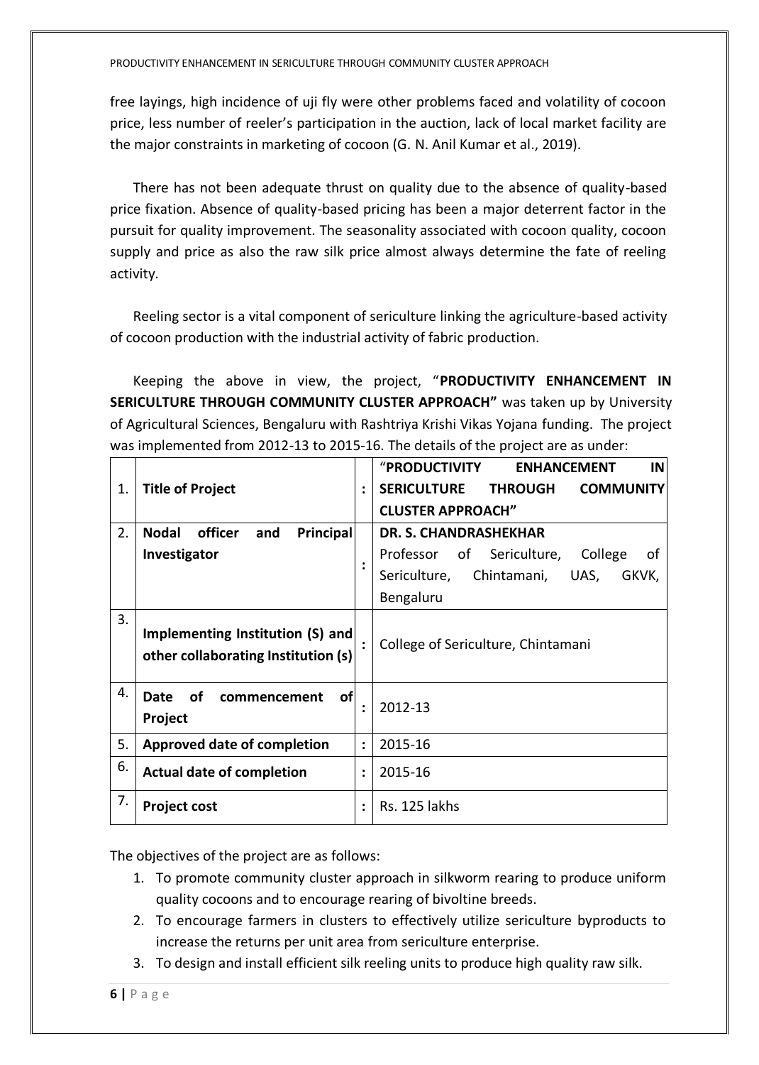free layings, high incidence of uji fly were other problems faced and volatility of cocoon price, less number of reeler's participation in the auction, lack of local market facility are the major constraints in marketing of cocoon (G. N. Anil Kumar et al., 2019).

There has not been adequate thrust on quality due to the absence of quality-based price fixation. Absence of quality-based pricing has been a major deterrent factor in the pursuit for quality improvement. The seasonality associated with cocoon quality, cocoon supply and price as also the raw silk price almost always determine the fate of reeling activity.

Reeling sector is a vital component of sericulture linking the agriculture-based activity of cocoon production with the industrial activity of fabric production.

Keeping the above in view, the project, "**PRODUCTIVITY ENHANCEMENT IN SERICULTURE THROUGH COMMUNITY CLUSTER APPROACH"** was taken up by University of Agricultural Sciences, Bengaluru with Rashtriya Krishi Vikas Yojana funding. The project was implemented from 2012-13 to 2015-16. The details of the project are as under:

| | | | |
|---|---|---|---|
| 1. | **Title of Project** | : | "**PRODUCTIVITY ENHANCEMENT IN SERICULTURE THROUGH COMMUNITY CLUSTER APPROACH"** |
| 2. | **Nodal officer and Principal Investigator** | : | **DR. S. CHANDRASHEKHAR**<br>Professor of Sericulture, College of Sericulture, Chintamani, UAS, GKVK, Bengaluru |
| 3. | **Implementing Institution (S) and other collaborating Institution (s)** | : | College of Sericulture, Chintamani |
| 4. | **Date of commencement of Project** | : | 2012-13 |
| 5. | **Approved date of completion** | : | 2015-16 |
| 6. | **Actual date of completion** | : | 2015-16 |
| 7. | **Project cost** | : | Rs. 125 lakhs |

The objectives of the project are as follows:

1. To promote community cluster approach in silkworm rearing to produce uniform quality cocoons and to encourage rearing of bivoltine breeds.
2. To encourage farmers in clusters to effectively utilize sericulture byproducts to increase the returns per unit area from sericulture enterprise.
3. To design and install efficient silk reeling units to produce high quality raw silk.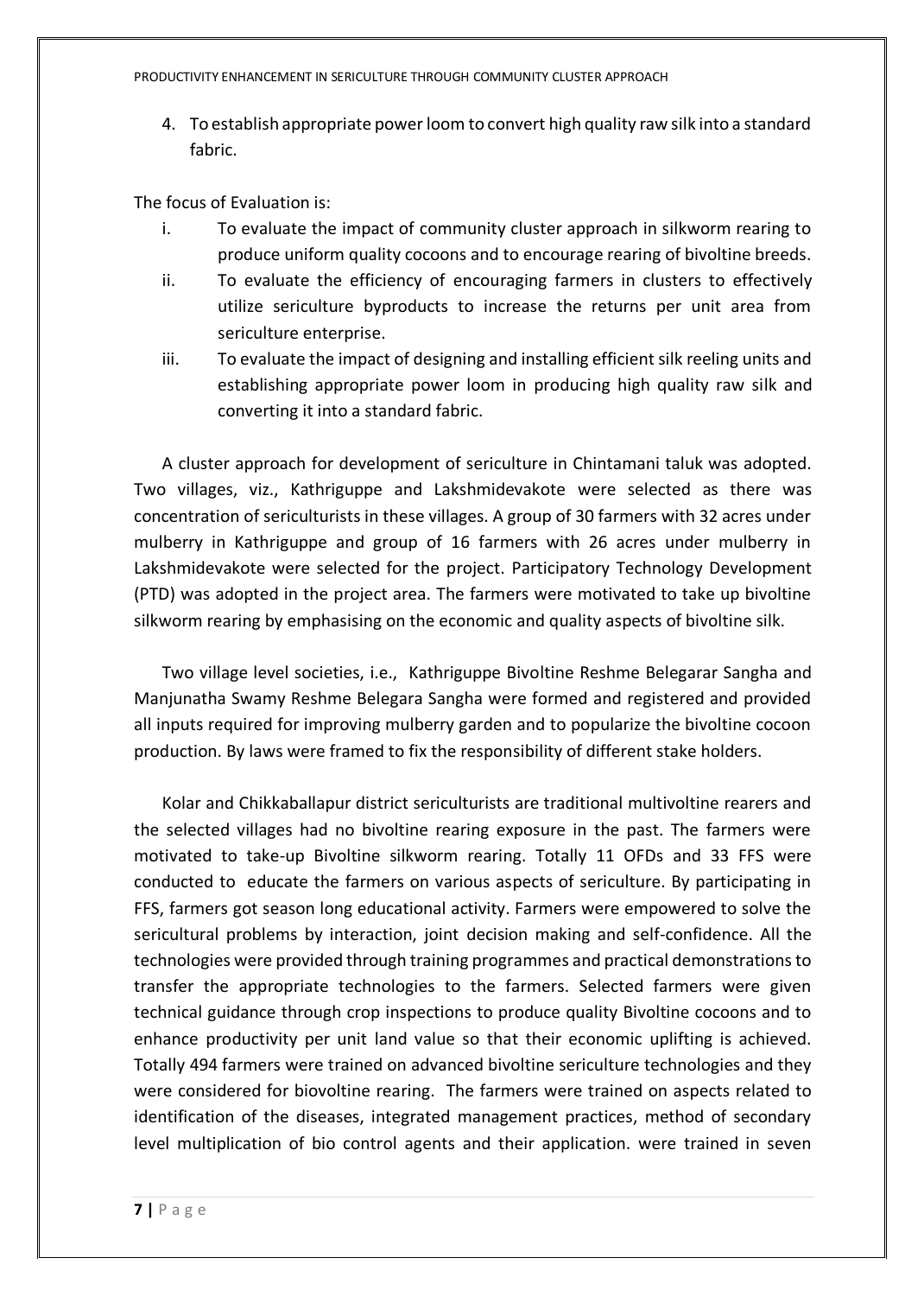4. To establish appropriate power loom to convert high quality raw silk into a standard fabric.

The focus of Evaluation is:

i. To evaluate the impact of community cluster approach in silkworm rearing to produce uniform quality cocoons and to encourage rearing of bivoltine breeds.
ii. To evaluate the efficiency of encouraging farmers in clusters to effectively utilize sericulture byproducts to increase the returns per unit area from sericulture enterprise.
iii. To evaluate the impact of designing and installing efficient silk reeling units and establishing appropriate power loom in producing high quality raw silk and converting it into a standard fabric.

A cluster approach for development of sericulture in Chintamani taluk was adopted. Two villages, viz., Kathriguppe and Lakshmidevakote were selected as there was concentration of sericulturists in these villages. A group of 30 farmers with 32 acres under mulberry in Kathriguppe and group of 16 farmers with 26 acres under mulberry in Lakshmidevakote were selected for the project. Participatory Technology Development (PTD) was adopted in the project area. The farmers were motivated to take up bivoltine silkworm rearing by emphasising on the economic and quality aspects of bivoltine silk.

Two village level societies, i.e., Kathriguppe Bivoltine Reshme Belegarar Sangha and Manjunatha Swamy Reshme Belegara Sangha were formed and registered and provided all inputs required for improving mulberry garden and to popularize the bivoltine cocoon production. By laws were framed to fix the responsibility of different stake holders.

Kolar and Chikkaballapur district sericulturists are traditional multivoltine rearers and the selected villages had no bivoltine rearing exposure in the past. The farmers were motivated to take-up Bivoltine silkworm rearing. Totally 11 OFDs and 33 FFS were conducted to educate the farmers on various aspects of sericulture. By participating in FFS, farmers got season long educational activity. Farmers were empowered to solve the sericultural problems by interaction, joint decision making and self-confidence. All the technologies were provided through training programmes and practical demonstrations to transfer the appropriate technologies to the farmers. Selected farmers were given technical guidance through crop inspections to produce quality Bivoltine cocoons and to enhance productivity per unit land value so that their economic uplifting is achieved. Totally 494 farmers were trained on advanced bivoltine sericulture technologies and they were considered for biovoltine rearing. The farmers were trained on aspects related to identification of the diseases, integrated management practices, method of secondary level multiplication of bio control agents and their application. were trained in seven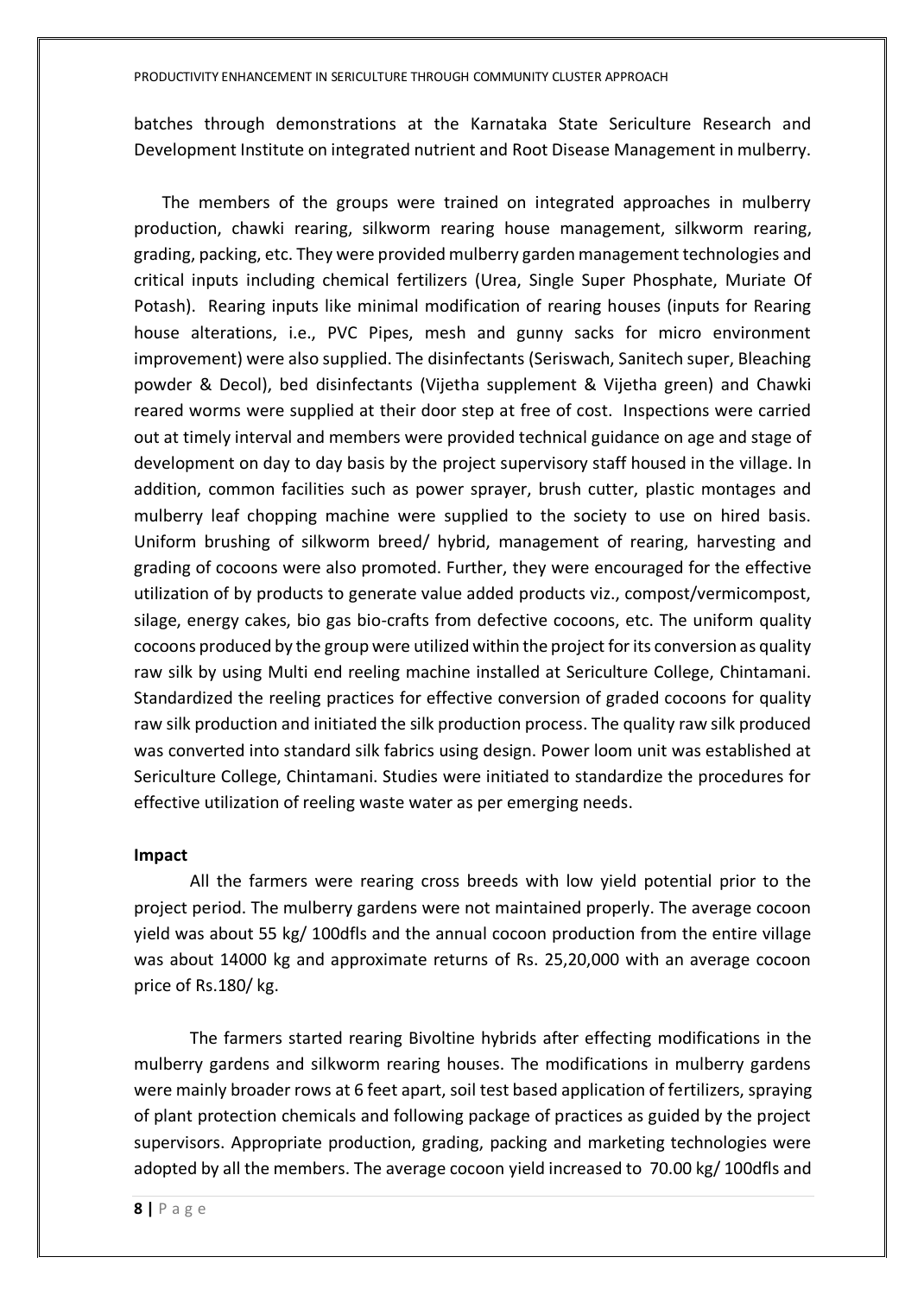batches through demonstrations at the Karnataka State Sericulture Research and Development Institute on integrated nutrient and Root Disease Management in mulberry.

The members of the groups were trained on integrated approaches in mulberry production, chawki rearing, silkworm rearing house management, silkworm rearing, grading, packing, etc. They were provided mulberry garden management technologies and critical inputs including chemical fertilizers (Urea, Single Super Phosphate, Muriate Of Potash). Rearing inputs like minimal modification of rearing houses (inputs for Rearing house alterations, i.e., PVC Pipes, mesh and gunny sacks for micro environment improvement) were also supplied. The disinfectants (Seriswach, Sanitech super, Bleaching powder & Decol), bed disinfectants (Vijetha supplement & Vijetha green) and Chawki reared worms were supplied at their door step at free of cost. Inspections were carried out at timely interval and members were provided technical guidance on age and stage of development on day to day basis by the project supervisory staff housed in the village. In addition, common facilities such as power sprayer, brush cutter, plastic montages and mulberry leaf chopping machine were supplied to the society to use on hired basis. Uniform brushing of silkworm breed/ hybrid, management of rearing, harvesting and grading of cocoons were also promoted. Further, they were encouraged for the effective utilization of by products to generate value added products viz., compost/vermicompost, silage, energy cakes, bio gas bio-crafts from defective cocoons, etc. The uniform quality cocoons produced by the group were utilized within the project for its conversion as quality raw silk by using Multi end reeling machine installed at Sericulture College, Chintamani. Standardized the reeling practices for effective conversion of graded cocoons for quality raw silk production and initiated the silk production process. The quality raw silk produced was converted into standard silk fabrics using design. Power loom unit was established at Sericulture College, Chintamani. Studies were initiated to standardize the procedures for effective utilization of reeling waste water as per emerging needs.

**Impact**

All the farmers were rearing cross breeds with low yield potential prior to the project period. The mulberry gardens were not maintained properly. The average cocoon yield was about 55 kg/ 100dfls and the annual cocoon production from the entire village was about 14000 kg and approximate returns of Rs. 25,20,000 with an average cocoon price of Rs.180/ kg.

The farmers started rearing Bivoltine hybrids after effecting modifications in the mulberry gardens and silkworm rearing houses. The modifications in mulberry gardens were mainly broader rows at 6 feet apart, soil test based application of fertilizers, spraying of plant protection chemicals and following package of practices as guided by the project supervisors. Appropriate production, grading, packing and marketing technologies were adopted by all the members. The average cocoon yield increased to 70.00 kg/ 100dfls and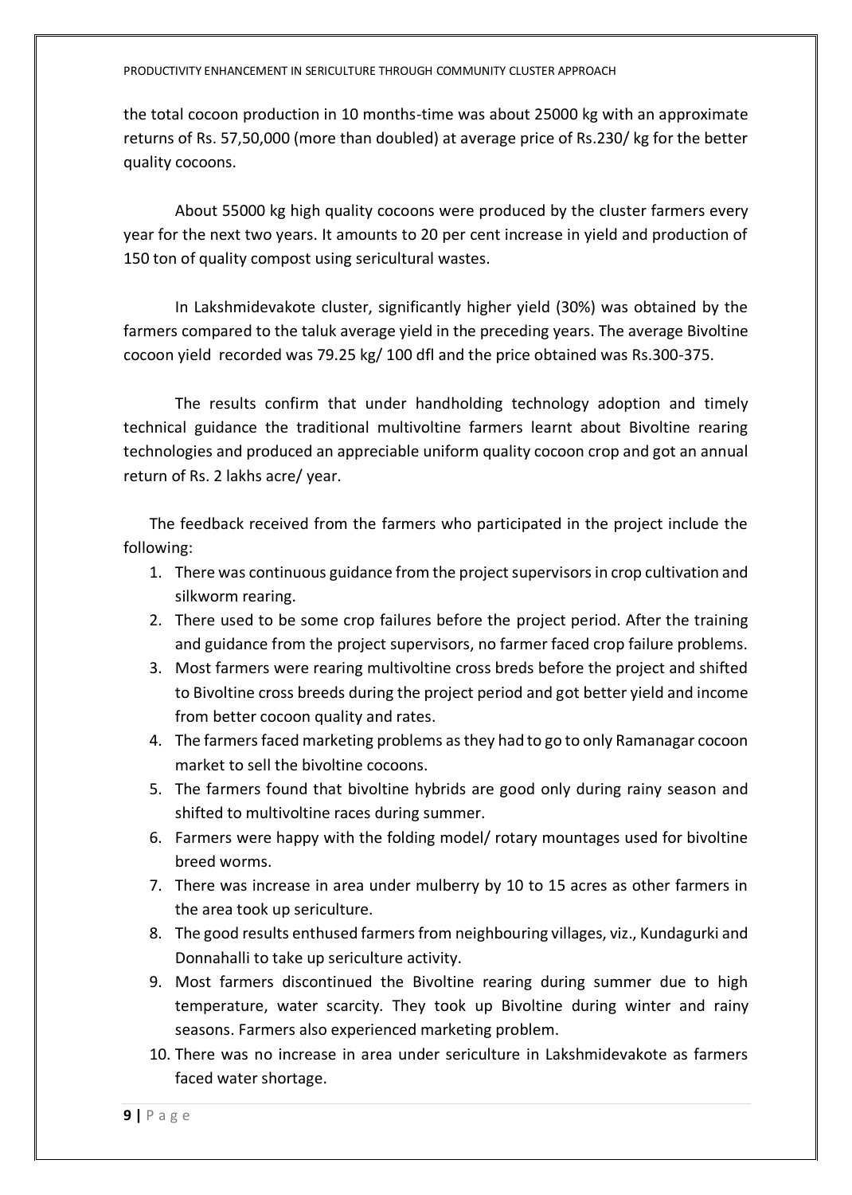the total cocoon production in 10 months-time was about 25000 kg with an approximate returns of Rs. 57,50,000 (more than doubled) at average price of Rs.230/ kg for the better quality cocoons.

About 55000 kg high quality cocoons were produced by the cluster farmers every year for the next two years. It amounts to 20 per cent increase in yield and production of 150 ton of quality compost using sericultural wastes.

In Lakshmidevakote cluster, significantly higher yield (30%) was obtained by the farmers compared to the taluk average yield in the preceding years. The average Bivoltine cocoon yield recorded was 79.25 kg/ 100 dfl and the price obtained was Rs.300-375.

The results confirm that under handholding technology adoption and timely technical guidance the traditional multivoltine farmers learnt about Bivoltine rearing technologies and produced an appreciable uniform quality cocoon crop and got an annual return of Rs. 2 lakhs acre/ year.

The feedback received from the farmers who participated in the project include the following:

1. There was continuous guidance from the project supervisors in crop cultivation and silkworm rearing.
2. There used to be some crop failures before the project period. After the training and guidance from the project supervisors, no farmer faced crop failure problems.
3. Most farmers were rearing multivoltine cross breds before the project and shifted to Bivoltine cross breeds during the project period and got better yield and income from better cocoon quality and rates.
4. The farmers faced marketing problems as they had to go to only Ramanagar cocoon market to sell the bivoltine cocoons.
5. The farmers found that bivoltine hybrids are good only during rainy season and shifted to multivoltine races during summer.
6. Farmers were happy with the folding model/ rotary mountages used for bivoltine breed worms.
7. There was increase in area under mulberry by 10 to 15 acres as other farmers in the area took up sericulture.
8. The good results enthused farmers from neighbouring villages, viz., Kundagurki and Donnahalli to take up sericulture activity.
9. Most farmers discontinued the Bivoltine rearing during summer due to high temperature, water scarcity. They took up Bivoltine during winter and rainy seasons. Farmers also experienced marketing problem.
10. There was no increase in area under sericulture in Lakshmidevakote as farmers faced water shortage.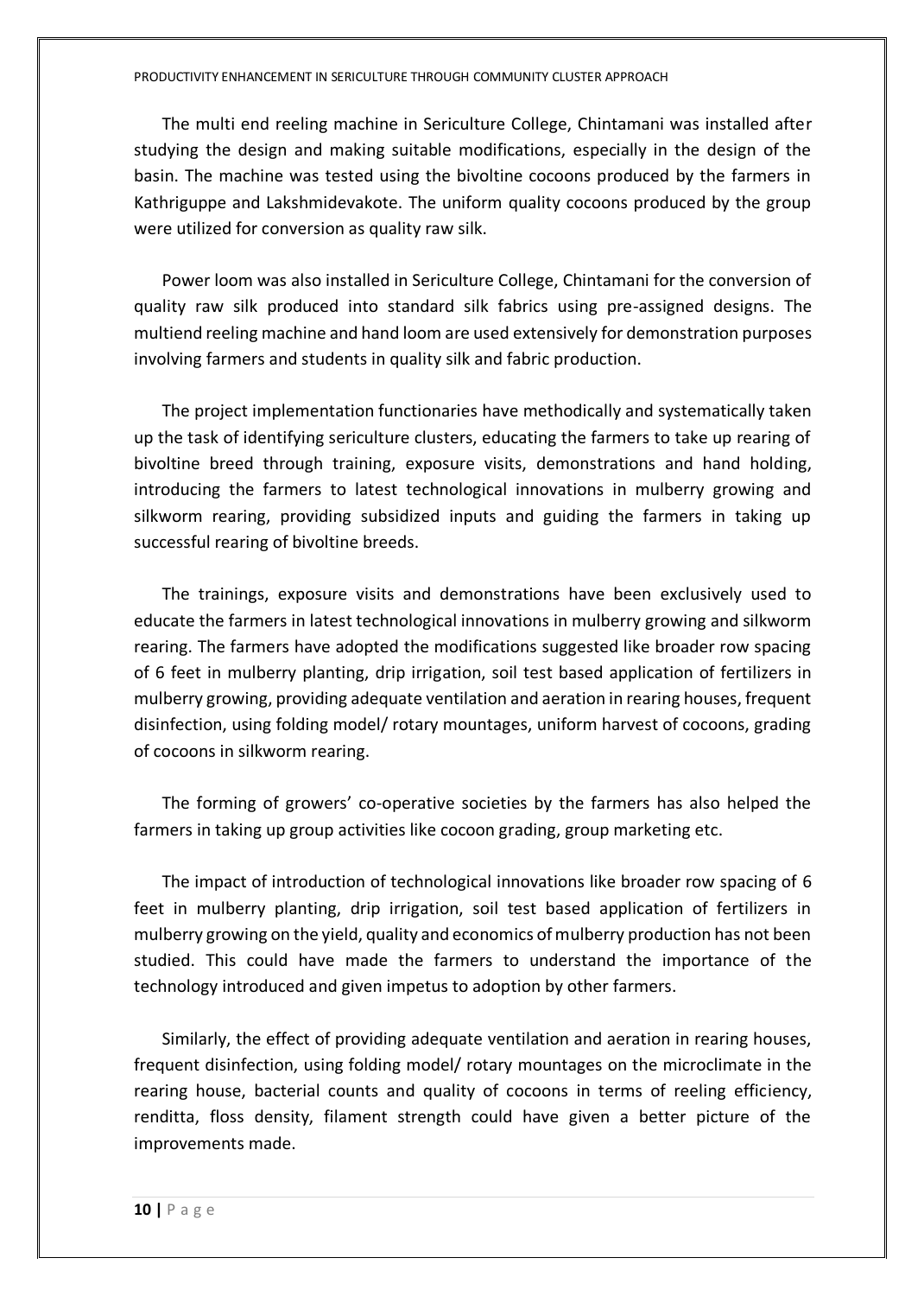The multi end reeling machine in Sericulture College, Chintamani was installed after studying the design and making suitable modifications, especially in the design of the basin. The machine was tested using the bivoltine cocoons produced by the farmers in Kathriguppe and Lakshmidevakote. The uniform quality cocoons produced by the group were utilized for conversion as quality raw silk.

Power loom was also installed in Sericulture College, Chintamani for the conversion of quality raw silk produced into standard silk fabrics using pre-assigned designs. The multiend reeling machine and hand loom are used extensively for demonstration purposes involving farmers and students in quality silk and fabric production.

The project implementation functionaries have methodically and systematically taken up the task of identifying sericulture clusters, educating the farmers to take up rearing of bivoltine breed through training, exposure visits, demonstrations and hand holding, introducing the farmers to latest technological innovations in mulberry growing and silkworm rearing, providing subsidized inputs and guiding the farmers in taking up successful rearing of bivoltine breeds.

The trainings, exposure visits and demonstrations have been exclusively used to educate the farmers in latest technological innovations in mulberry growing and silkworm rearing. The farmers have adopted the modifications suggested like broader row spacing of 6 feet in mulberry planting, drip irrigation, soil test based application of fertilizers in mulberry growing, providing adequate ventilation and aeration in rearing houses, frequent disinfection, using folding model/ rotary mountages, uniform harvest of cocoons, grading of cocoons in silkworm rearing.

The forming of growers' co-operative societies by the farmers has also helped the farmers in taking up group activities like cocoon grading, group marketing etc.

The impact of introduction of technological innovations like broader row spacing of 6 feet in mulberry planting, drip irrigation, soil test based application of fertilizers in mulberry growing on the yield, quality and economics of mulberry production has not been studied. This could have made the farmers to understand the importance of the technology introduced and given impetus to adoption by other farmers.

Similarly, the effect of providing adequate ventilation and aeration in rearing houses, frequent disinfection, using folding model/ rotary mountages on the microclimate in the rearing house, bacterial counts and quality of cocoons in terms of reeling efficiency, renditta, floss density, filament strength could have given a better picture of the improvements made.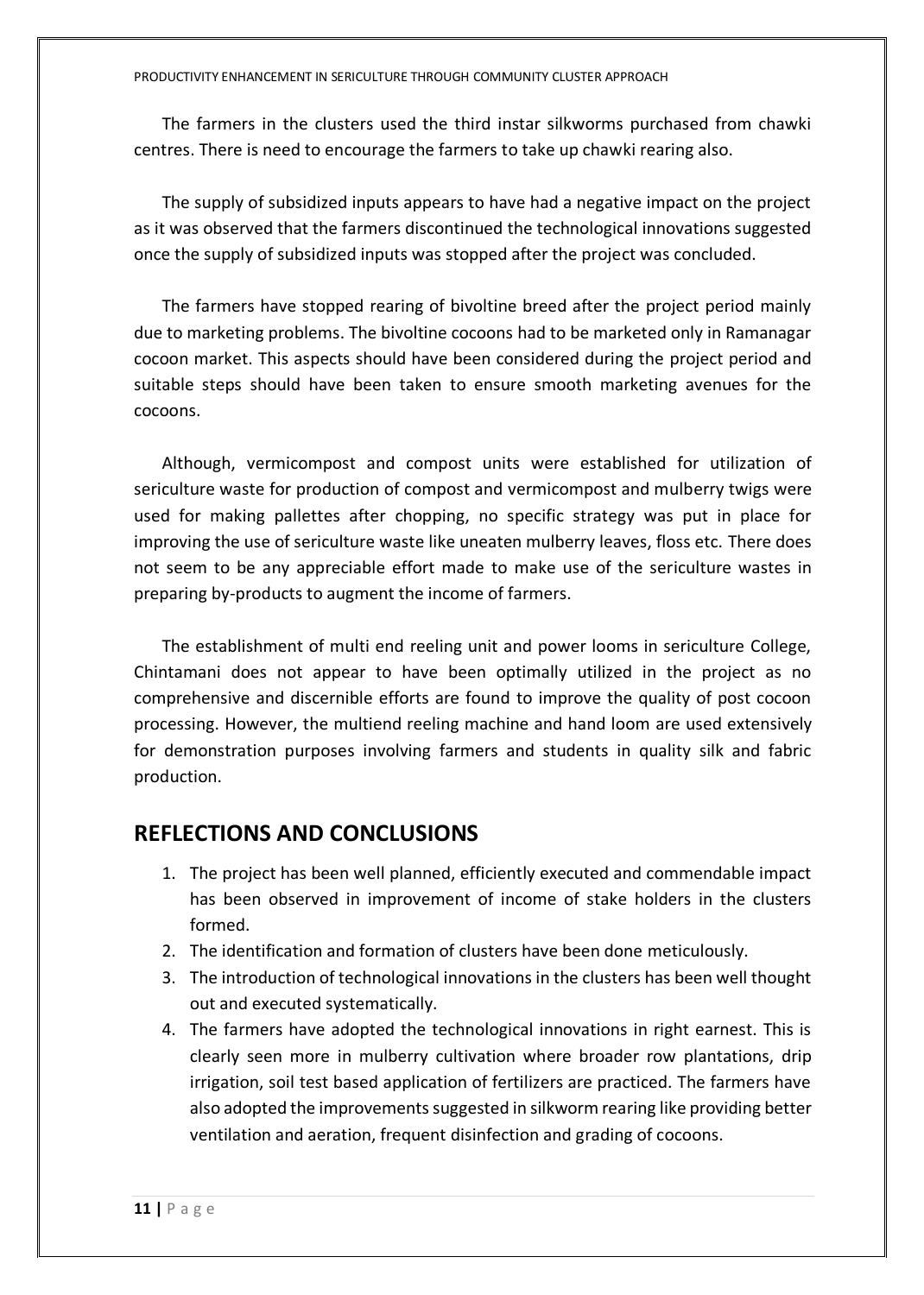The farmers in the clusters used the third instar silkworms purchased from chawki centres. There is need to encourage the farmers to take up chawki rearing also.

The supply of subsidized inputs appears to have had a negative impact on the project as it was observed that the farmers discontinued the technological innovations suggested once the supply of subsidized inputs was stopped after the project was concluded.

The farmers have stopped rearing of bivoltine breed after the project period mainly due to marketing problems. The bivoltine cocoons had to be marketed only in Ramanagar cocoon market. This aspects should have been considered during the project period and suitable steps should have been taken to ensure smooth marketing avenues for the cocoons.

Although, vermicompost and compost units were established for utilization of sericulture waste for production of compost and vermicompost and mulberry twigs were used for making pallettes after chopping, no specific strategy was put in place for improving the use of sericulture waste like uneaten mulberry leaves, floss etc. There does not seem to be any appreciable effort made to make use of the sericulture wastes in preparing by-products to augment the income of farmers.

The establishment of multi end reeling unit and power looms in sericulture College, Chintamani does not appear to have been optimally utilized in the project as no comprehensive and discernible efforts are found to improve the quality of post cocoon processing. However, the multiend reeling machine and hand loom are used extensively for demonstration purposes involving farmers and students in quality silk and fabric production.

## REFLECTIONS AND CONCLUSIONS

1. The project has been well planned, efficiently executed and commendable impact has been observed in improvement of income of stake holders in the clusters formed.
2. The identification and formation of clusters have been done meticulously.
3. The introduction of technological innovations in the clusters has been well thought out and executed systematically.
4. The farmers have adopted the technological innovations in right earnest. This is clearly seen more in mulberry cultivation where broader row plantations, drip irrigation, soil test based application of fertilizers are practiced. The farmers have also adopted the improvements suggested in silkworm rearing like providing better ventilation and aeration, frequent disinfection and grading of cocoons.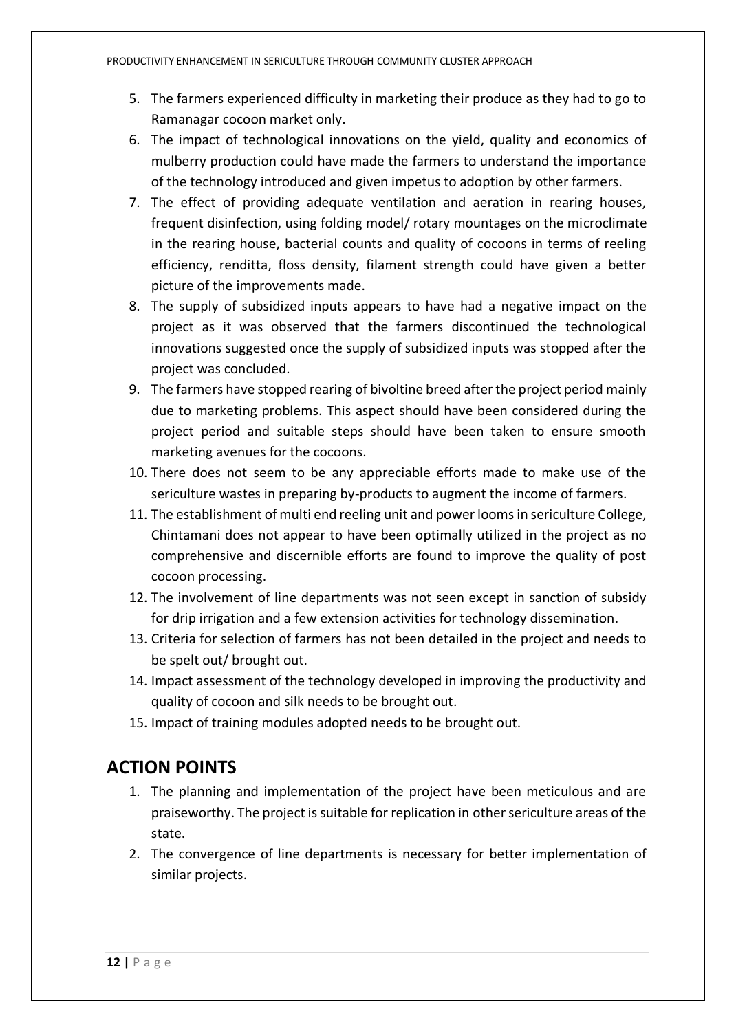5. The farmers experienced difficulty in marketing their produce as they had to go to Ramanagar cocoon market only.
6. The impact of technological innovations on the yield, quality and economics of mulberry production could have made the farmers to understand the importance of the technology introduced and given impetus to adoption by other farmers.
7. The effect of providing adequate ventilation and aeration in rearing houses, frequent disinfection, using folding model/ rotary mountages on the microclimate in the rearing house, bacterial counts and quality of cocoons in terms of reeling efficiency, renditta, floss density, filament strength could have given a better picture of the improvements made.
8. The supply of subsidized inputs appears to have had a negative impact on the project as it was observed that the farmers discontinued the technological innovations suggested once the supply of subsidized inputs was stopped after the project was concluded.
9. The farmers have stopped rearing of bivoltine breed after the project period mainly due to marketing problems. This aspect should have been considered during the project period and suitable steps should have been taken to ensure smooth marketing avenues for the cocoons.
10. There does not seem to be any appreciable efforts made to make use of the sericulture wastes in preparing by-products to augment the income of farmers.
11. The establishment of multi end reeling unit and power looms in sericulture College, Chintamani does not appear to have been optimally utilized in the project as no comprehensive and discernible efforts are found to improve the quality of post cocoon processing.
12. The involvement of line departments was not seen except in sanction of subsidy for drip irrigation and a few extension activities for technology dissemination.
13. Criteria for selection of farmers has not been detailed in the project and needs to be spelt out/ brought out.
14. Impact assessment of the technology developed in improving the productivity and quality of cocoon and silk needs to be brought out.
15. Impact of training modules adopted needs to be brought out.

## ACTION POINTS

1. The planning and implementation of the project have been meticulous and are praiseworthy. The project is suitable for replication in other sericulture areas of the state.
2. The convergence of line departments is necessary for better implementation of similar projects.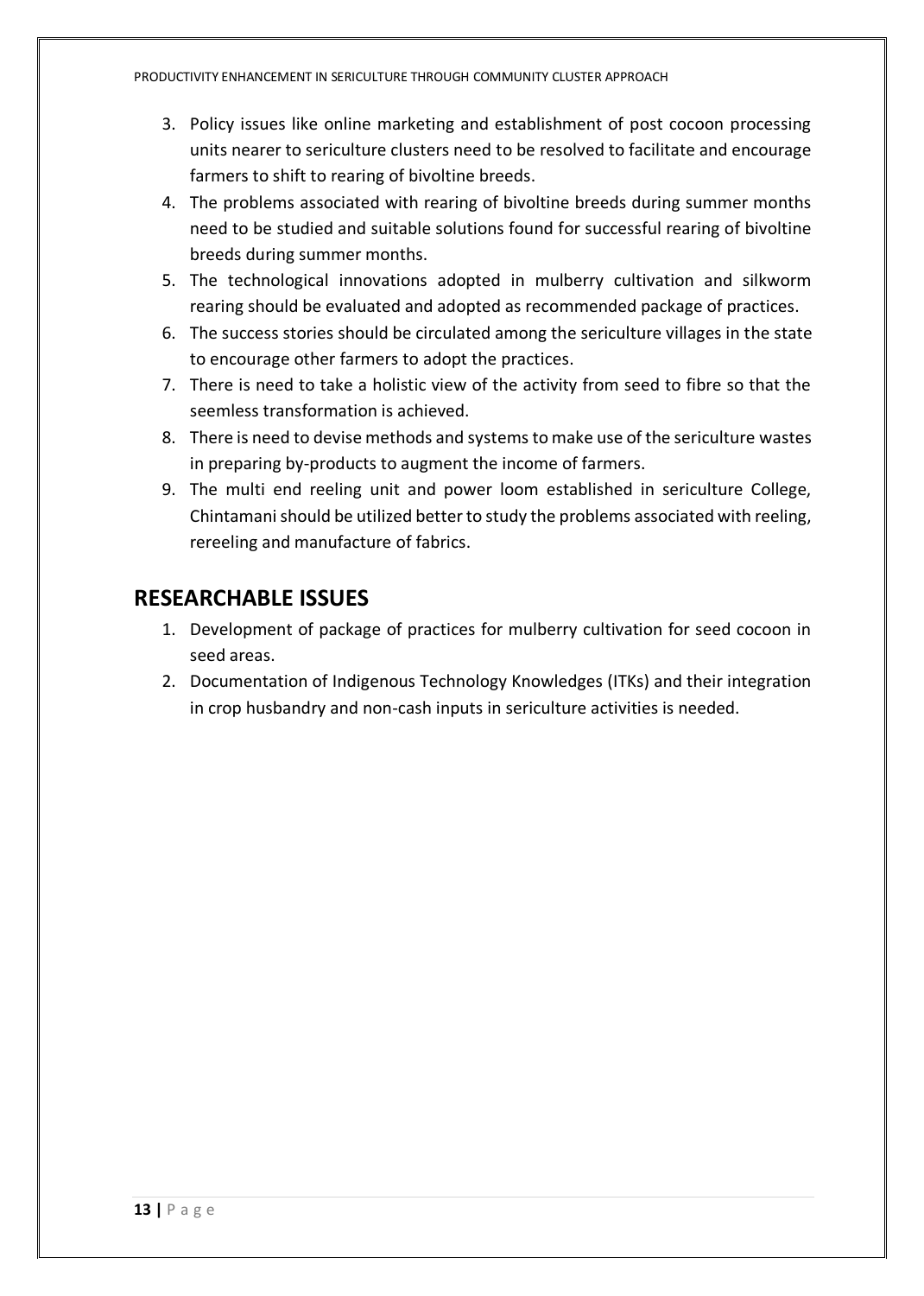3. Policy issues like online marketing and establishment of post cocoon processing units nearer to sericulture clusters need to be resolved to facilitate and encourage farmers to shift to rearing of bivoltine breeds.
4. The problems associated with rearing of bivoltine breeds during summer months need to be studied and suitable solutions found for successful rearing of bivoltine breeds during summer months.
5. The technological innovations adopted in mulberry cultivation and silkworm rearing should be evaluated and adopted as recommended package of practices.
6. The success stories should be circulated among the sericulture villages in the state to encourage other farmers to adopt the practices.
7. There is need to take a holistic view of the activity from seed to fibre so that the seemless transformation is achieved.
8. There is need to devise methods and systems to make use of the sericulture wastes in preparing by-products to augment the income of farmers.
9. The multi end reeling unit and power loom established in sericulture College, Chintamani should be utilized better to study the problems associated with reeling, rereeling and manufacture of fabrics.

## RESEARCHABLE ISSUES

1. Development of package of practices for mulberry cultivation for seed cocoon in seed areas.
2. Documentation of Indigenous Technology Knowledges (ITKs) and their integration in crop husbandry and non-cash inputs in sericulture activities is needed.